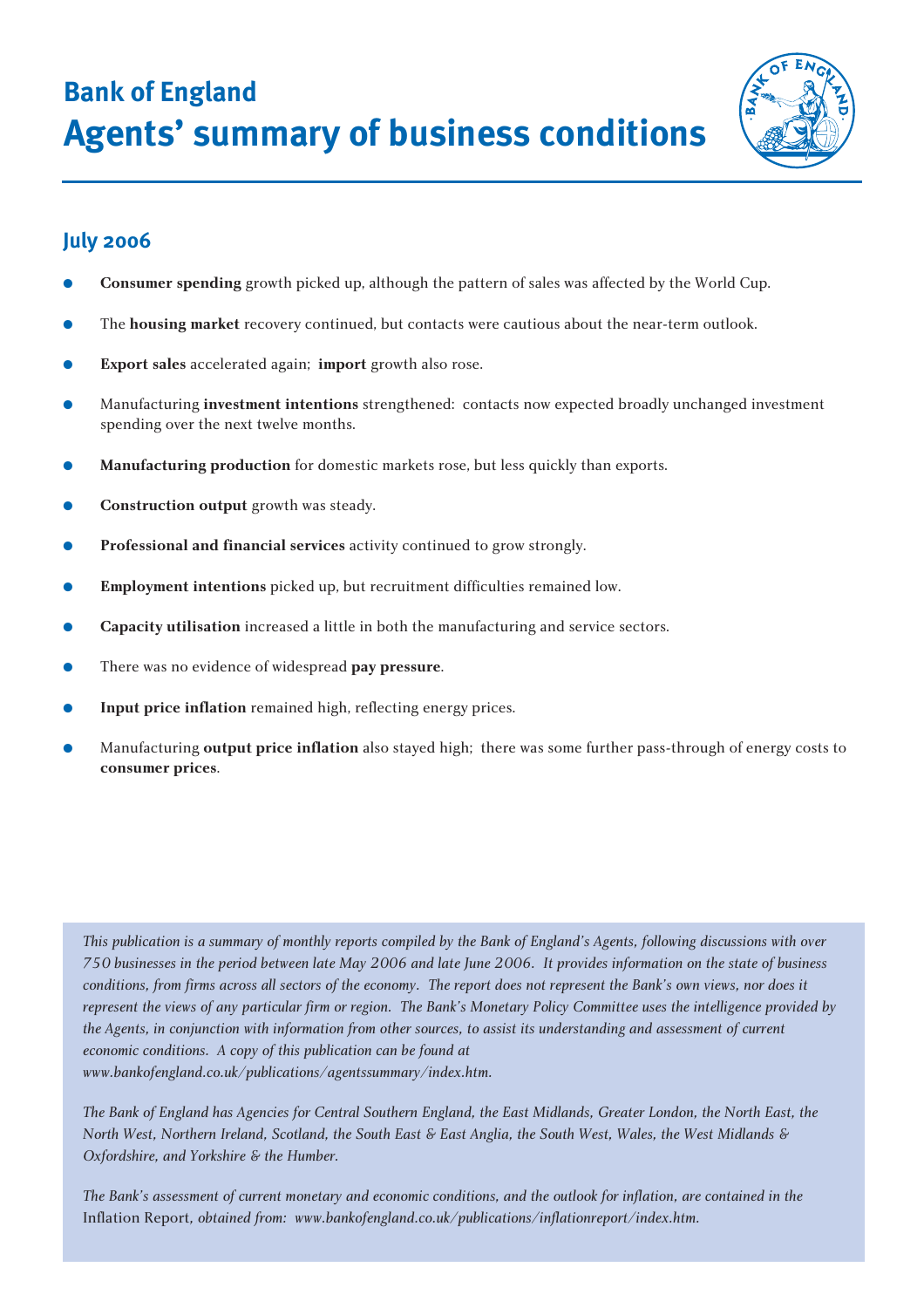# Bank of England
# Agents' summary of business conditions

## July 2006

- **Consumer spending** growth picked up, although the pattern of sales was affected by the World Cup.
- The **housing market** recovery continued, but contacts were cautious about the near-term outlook.
- **Export sales** accelerated again; **import** growth also rose.
- Manufacturing **investment intentions** strengthened: contacts now expected broadly unchanged investment spending over the next twelve months.
- **Manufacturing production** for domestic markets rose, but less quickly than exports.
- **Construction output** growth was steady.
- **Professional and financial services** activity continued to grow strongly.
- **Employment intentions** picked up, but recruitment difficulties remained low.
- **Capacity utilisation** increased a little in both the manufacturing and service sectors.
- There was no evidence of widespread **pay pressure**.
- **Input price inflation** remained high, reflecting energy prices.
- Manufacturing **output price inflation** also stayed high; there was some further pass-through of energy costs to **consumer prices**.

*This publication is a summary of monthly reports compiled by the Bank of England's Agents, following discussions with over 750 businesses in the period between late May 2006 and late June 2006. It provides information on the state of business conditions, from firms across all sectors of the economy. The report does not represent the Bank's own views, nor does it represent the views of any particular firm or region. The Bank's Monetary Policy Committee uses the intelligence provided by the Agents, in conjunction with information from other sources, to assist its understanding and assessment of current economic conditions. A copy of this publication can be found at www.bankofengland.co.uk/publications/agentssummary/index.htm.*

*The Bank of England has Agencies for Central Southern England, the East Midlands, Greater London, the North East, the North West, Northern Ireland, Scotland, the South East & East Anglia, the South West, Wales, the West Midlands & Oxfordshire, and Yorkshire & the Humber.*

*The Bank's assessment of current monetary and economic conditions, and the outlook for inflation, are contained in the* Inflation Report*, obtained from: www.bankofengland.co.uk/publications/inflationreport/index.htm.*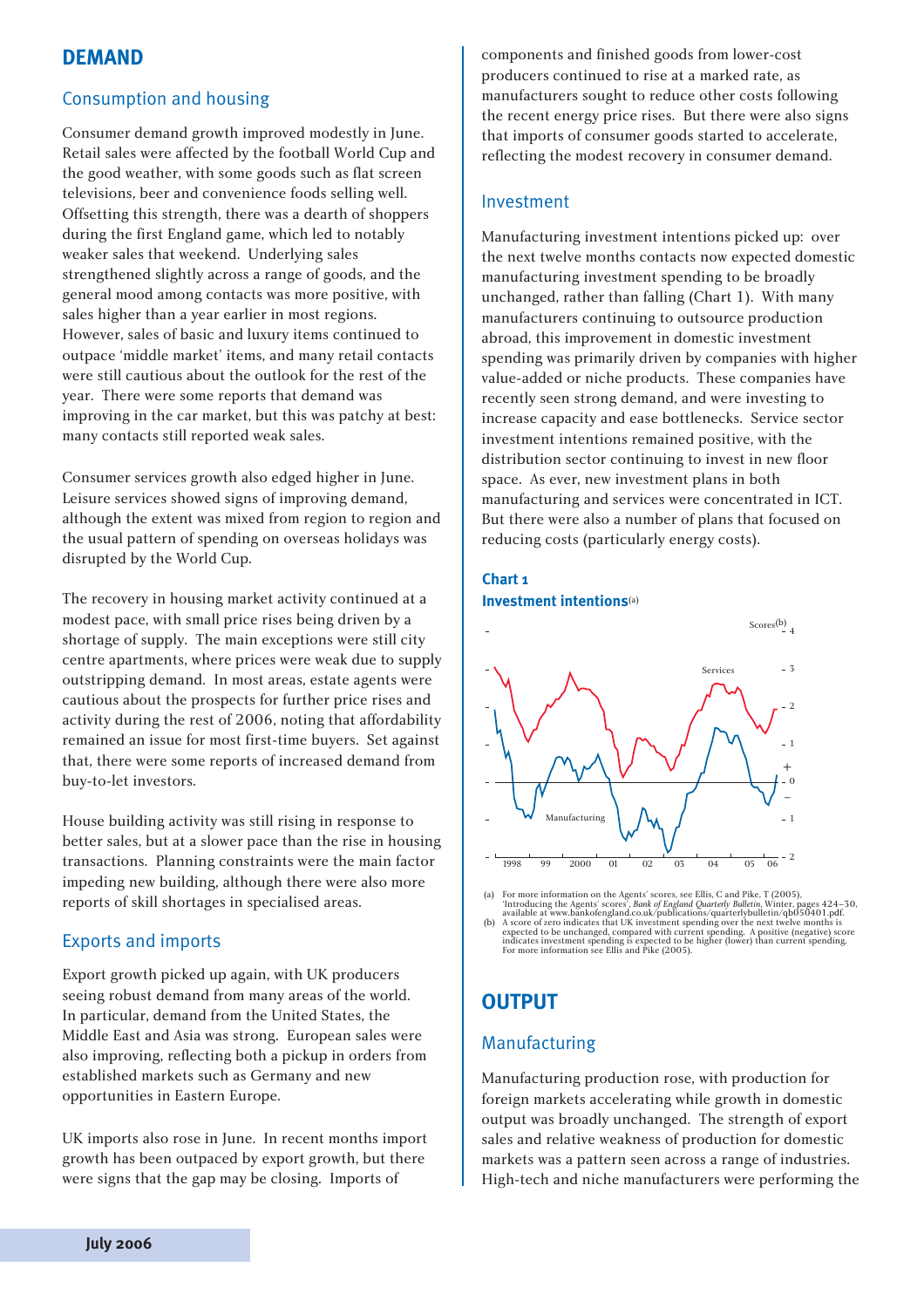## DEMAND

### Consumption and housing

Consumer demand growth improved modestly in June. Retail sales were affected by the football World Cup and the good weather, with some goods such as flat screen televisions, beer and convenience foods selling well. Offsetting this strength, there was a dearth of shoppers during the first England game, which led to notably weaker sales that weekend. Underlying sales strengthened slightly across a range of goods, and the general mood among contacts was more positive, with sales higher than a year earlier in most regions. However, sales of basic and luxury items continued to outpace 'middle market' items, and many retail contacts were still cautious about the outlook for the rest of the year. There were some reports that demand was improving in the car market, but this was patchy at best: many contacts still reported weak sales.

Consumer services growth also edged higher in June. Leisure services showed signs of improving demand, although the extent was mixed from region to region and the usual pattern of spending on overseas holidays was disrupted by the World Cup.

The recovery in housing market activity continued at a modest pace, with small price rises being driven by a shortage of supply. The main exceptions were still city centre apartments, where prices were weak due to supply outstripping demand. In most areas, estate agents were cautious about the prospects for further price rises and activity during the rest of 2006, noting that affordability remained an issue for most first-time buyers. Set against that, there were some reports of increased demand from buy-to-let investors.

House building activity was still rising in response to better sales, but at a slower pace than the rise in housing transactions. Planning constraints were the main factor impeding new building, although there were also more reports of skill shortages in specialised areas.

### Exports and imports

Export growth picked up again, with UK producers seeing robust demand from many areas of the world. In particular, demand from the United States, the Middle East and Asia was strong. European sales were also improving, reflecting both a pickup in orders from established markets such as Germany and new opportunities in Eastern Europe.

UK imports also rose in June. In recent months import growth has been outpaced by export growth, but there were signs that the gap may be closing. Imports of components and finished goods from lower-cost producers continued to rise at a marked rate, as manufacturers sought to reduce other costs following the recent energy price rises. But there were also signs that imports of consumer goods started to accelerate, reflecting the modest recovery in consumer demand.

### Investment

Manufacturing investment intentions picked up: over the next twelve months contacts now expected domestic manufacturing investment spending to be broadly unchanged, rather than falling (Chart 1). With many manufacturers continuing to outsource production abroad, this improvement in domestic investment spending was primarily driven by companies with higher value-added or niche products. These companies have recently seen strong demand, and were investing to increase capacity and ease bottlenecks. Service sector investment intentions remained positive, with the distribution sector continuing to invest in new floor space. As ever, new investment plans in both manufacturing and services were concentrated in ICT. But there were also a number of plans that focused on reducing costs (particularly energy costs).

**Chart 1**
**Investment intentions**[(a)]

(a) For more information on the Agents' scores, see Ellis, C and Pike, T (2005), 'Introducing the Agents' scores', *Bank of England Quarterly Bulletin*, Winter, pages 424–30, available at www.bankofengland.co.uk/publications/quarterlybulletin/qb050401.pdf.
(b) A score of zero indicates that UK investment spending over the next twelve months is expected to be unchanged, compared with current spending. A positive (negative) score indicates investment spending is expected to be higher (lower) than current spending. For more information see Ellis and Pike (2005).

## OUTPUT

### Manufacturing

Manufacturing production rose, with production for foreign markets accelerating while growth in domestic output was broadly unchanged. The strength of export sales and relative weakness of production for domestic markets was a pattern seen across a range of industries. High-tech and niche manufacturers were performing the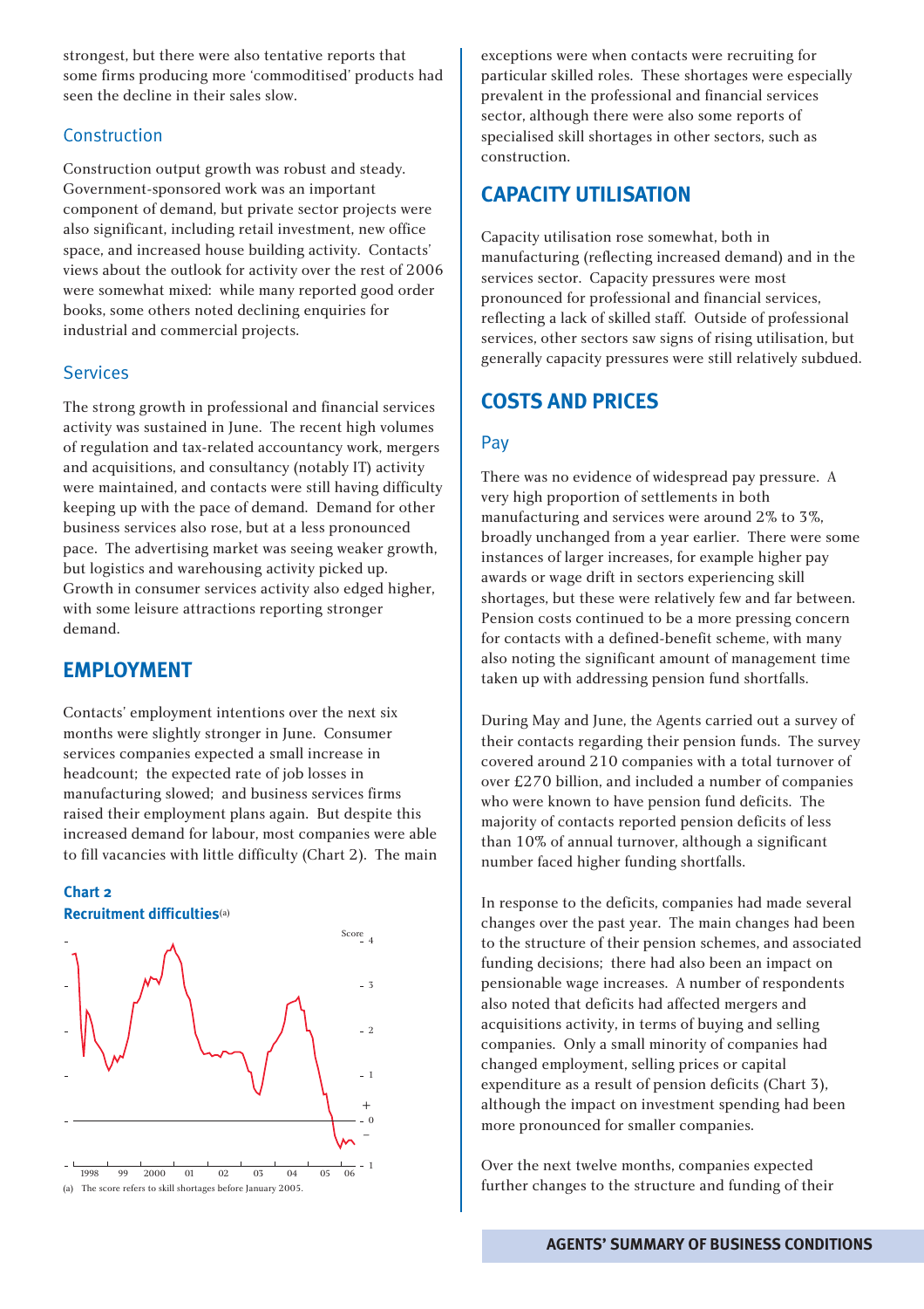strongest, but there were also tentative reports that some firms producing more 'commoditised' products had seen the decline in their sales slow.

### Construction

Construction output growth was robust and steady. Government-sponsored work was an important component of demand, but private sector projects were also significant, including retail investment, new office space, and increased house building activity. Contacts' views about the outlook for activity over the rest of 2006 were somewhat mixed: while many reported good order books, some others noted declining enquiries for industrial and commercial projects.

### Services

The strong growth in professional and financial services activity was sustained in June. The recent high volumes of regulation and tax-related accountancy work, mergers and acquisitions, and consultancy (notably IT) activity were maintained, and contacts were still having difficulty keeping up with the pace of demand. Demand for other business services also rose, but at a less pronounced pace. The advertising market was seeing weaker growth, but logistics and warehousing activity picked up. Growth in consumer services activity also edged higher, with some leisure attractions reporting stronger demand.

## EMPLOYMENT

Contacts' employment intentions over the next six months were slightly stronger in June. Consumer services companies expected a small increase in headcount; the expected rate of job losses in manufacturing slowed; and business services firms raised their employment plans again. But despite this increased demand for labour, most companies were able to fill vacancies with little difficulty (Chart 2). The main exceptions were when contacts were recruiting for particular skilled roles. These shortages were especially prevalent in the professional and financial services sector, although there were also some reports of specialised skill shortages in other sectors, such as construction.

**Chart 2**
**Recruitment difficulties**[(a)]

(a) The score refers to skill shortages before January 2005.

## CAPACITY UTILISATION

Capacity utilisation rose somewhat, both in manufacturing (reflecting increased demand) and in the services sector. Capacity pressures were most pronounced for professional and financial services, reflecting a lack of skilled staff. Outside of professional services, other sectors saw signs of rising utilisation, but generally capacity pressures were still relatively subdued.

## COSTS AND PRICES

### Pay

There was no evidence of widespread pay pressure. A very high proportion of settlements in both manufacturing and services were around 2% to 3%, broadly unchanged from a year earlier. There were some instances of larger increases, for example higher pay awards or wage drift in sectors experiencing skill shortages, but these were relatively few and far between. Pension costs continued to be a more pressing concern for contacts with a defined-benefit scheme, with many also noting the significant amount of management time taken up with addressing pension fund shortfalls.

During May and June, the Agents carried out a survey of their contacts regarding their pension funds. The survey covered around 210 companies with a total turnover of over £270 billion, and included a number of companies who were known to have pension fund deficits. The majority of contacts reported pension deficits of less than 10% of annual turnover, although a significant number faced higher funding shortfalls.

In response to the deficits, companies had made several changes over the past year. The main changes had been to the structure of their pension schemes, and associated funding decisions; there had also been an impact on pensionable wage increases. A number of respondents also noted that deficits had affected mergers and acquisitions activity, in terms of buying and selling companies. Only a small minority of companies had changed employment, selling prices or capital expenditure as a result of pension deficits (Chart 3), although the impact on investment spending had been more pronounced for smaller companies.

Over the next twelve months, companies expected further changes to the structure and funding of their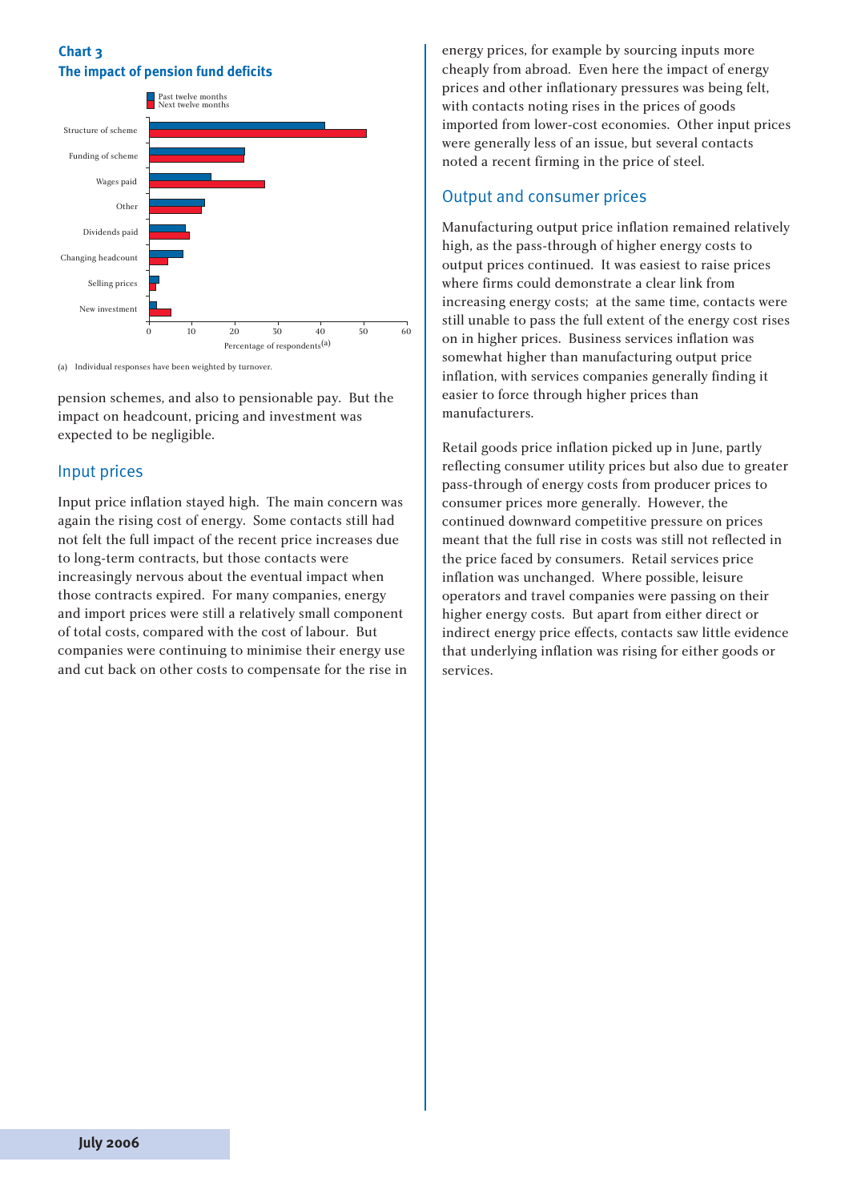**Chart 3**
**The impact of pension fund deficits**

Past twelve months
Next twelve months

Structure of scheme
Funding of scheme
Wages paid
Other
Dividends paid
Changing headcount
Selling prices
New investment

0 10 20 30 40 50 60
Percentage of respondents[(a)]

(a) Individual responses have been weighted by turnover.

pension schemes, and also to pensionable pay. But the impact on headcount, pricing and investment was expected to be negligible.

## Input prices

Input price inflation stayed high. The main concern was again the rising cost of energy. Some contacts still had not felt the full impact of the recent price increases due to long-term contracts, but those contacts were increasingly nervous about the eventual impact when those contracts expired. For many companies, energy and import prices were still a relatively small component of total costs, compared with the cost of labour. But companies were continuing to minimise their energy use and cut back on other costs to compensate for the rise in energy prices, for example by sourcing inputs more cheaply from abroad. Even here the impact of energy prices and other inflationary pressures was being felt, with contacts noting rises in the prices of goods imported from lower-cost economies. Other input prices were generally less of an issue, but several contacts noted a recent firming in the price of steel.

## Output and consumer prices

Manufacturing output price inflation remained relatively high, as the pass-through of higher energy costs to output prices continued. It was easiest to raise prices where firms could demonstrate a clear link from increasing energy costs; at the same time, contacts were still unable to pass the full extent of the energy cost rises on in higher prices. Business services inflation was somewhat higher than manufacturing output price inflation, with services companies generally finding it easier to force through higher prices than manufacturers.

Retail goods price inflation picked up in June, partly reflecting consumer utility prices but also due to greater pass-through of energy costs from producer prices to consumer prices more generally. However, the continued downward competitive pressure on prices meant that the full rise in costs was still not reflected in the price faced by consumers. Retail services price inflation was unchanged. Where possible, leisure operators and travel companies were passing on their higher energy costs. But apart from either direct or indirect energy price effects, contacts saw little evidence that underlying inflation was rising for either goods or services.